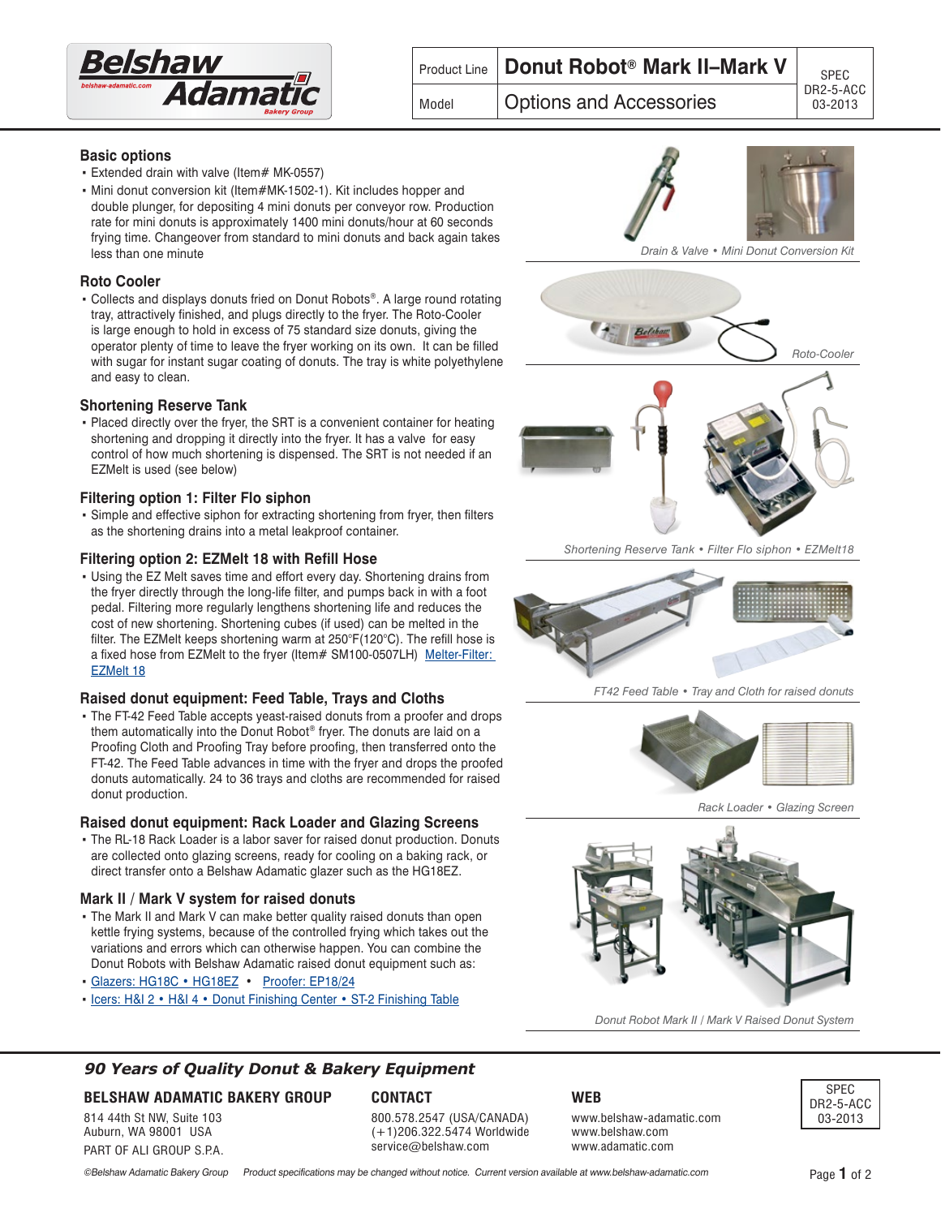| Product Line | Donut Robot® Mark II–Mark V | SPEC DR2-5-ACC 03-2013 |
| --- | --- | --- |
| Model | Options and Accessories | |

## Basic options

- Extended drain with valve (Item# MK-0557)
- Mini donut conversion kit (Item#MK-1502-1). Kit includes hopper and double plunger, for depositing 4 mini donuts per conveyor row. Production rate for mini donuts is approximately 1400 mini donuts/hour at 60 seconds frying time. Changeover from standard to mini donuts and back again takes less than one minute

*Drain & Valve • Mini Donut Conversion Kit*

## Roto Cooler

- Collects and displays donuts fried on Donut Robots®. A large round rotating tray, attractively finished, and plugs directly to the fryer. The Roto-Cooler is large enough to hold in excess of 75 standard size donuts, giving the operator plenty of time to leave the fryer working on its own. It can be filled with sugar for instant sugar coating of donuts. The tray is white polyethylene and easy to clean.

*Roto-Cooler*

## Shortening Reserve Tank

- Placed directly over the fryer, the SRT is a convenient container for heating shortening and dropping it directly into the fryer. It has a valve for easy control of how much shortening is dispensed. The SRT is not needed if an EZMelt is used (see below)

## Filtering option 1: Filter Flo siphon

- Simple and effective siphon for extracting shortening from fryer, then filters as the shortening drains into a metal leakproof container.

*Shortening Reserve Tank • Filter Flo siphon • EZMelt18*

## Filtering option 2: EZMelt 18 with Refill Hose

- Using the EZ Melt saves time and effort every day. Shortening drains from the fryer directly through the long-life filter, and pumps back in with a foot pedal. Filtering more regularly lengthens shortening life and reduces the cost of new shortening. Shortening cubes (if used) can be melted in the filter. The EZMelt keeps shortening warm at 250°F(120°C). The refill hose is a fixed hose from EZMelt to the fryer (Item# SM100-0507LH) Melter-Filter: EZMelt 18

*FT42 Feed Table • Tray and Cloth for raised donuts*

## Raised donut equipment: Feed Table, Trays and Cloths

- The FT-42 Feed Table accepts yeast-raised donuts from a proofer and drops them automatically into the Donut Robot® fryer. The donuts are laid on a Proofing Cloth and Proofing Tray before proofing, then transferred onto the FT-42. The Feed Table advances in time with the fryer and drops the proofed donuts automatically. 24 to 36 trays and cloths are recommended for raised donut production.

*Rack Loader • Glazing Screen*

## Raised donut equipment: Rack Loader and Glazing Screens

- The RL-18 Rack Loader is a labor saver for raised donut production. Donuts are collected onto glazing screens, ready for cooling on a baking rack, or direct transfer onto a Belshaw Adamatic glazer such as the HG18EZ.

## Mark II / Mark V system for raised donuts

- The Mark II and Mark V can make better quality raised donuts than open kettle frying systems, because of the controlled frying which takes out the variations and errors which can otherwise happen. You can combine the Donut Robots with Belshaw Adamatic raised donut equipment such as:
- Glazers: HG18C • HG18EZ • Proofer: EP18/24
- Icers: H&I 2 • H&I 4 • Donut Finishing Center • ST-2 Finishing Table

*Donut Robot Mark II / Mark V Raised Donut System*

***90 Years of Quality Donut & Bakery Equipment***

**BELSHAW ADAMATIC BAKERY GROUP**
814 44th St NW, Suite 103
Auburn, WA 98001 USA
PART OF ALI GROUP S.P.A.

**CONTACT**
800.578.2547 (USA/CANADA)
(+1)206.322.5474 Worldwide
service@belshaw.com

**WEB**
www.belshaw-adamatic.com
www.belshaw.com
www.adamatic.com

SPEC DR2-5-ACC 03-2013

©Belshaw Adamatic Bakery Group Product specifications may be changed without notice. Current version available at www.belshaw-adamatic.com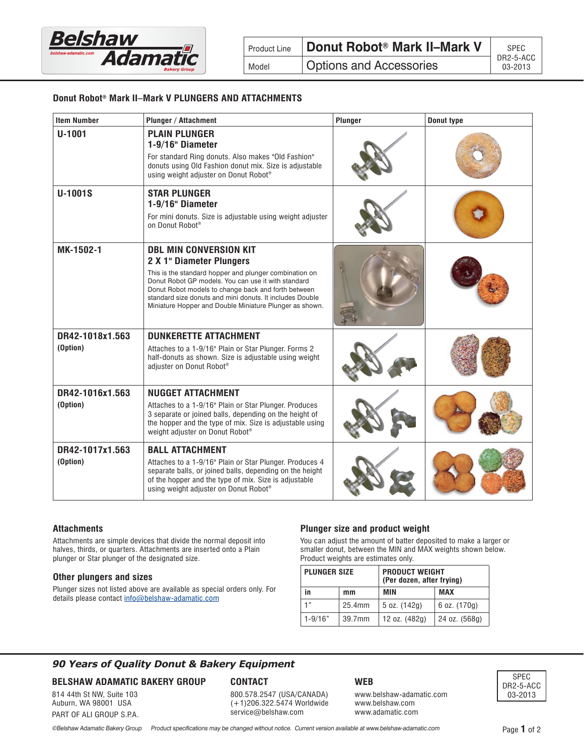| Product Line | Donut Robot® Mark II–Mark V | SPEC DR2-5-ACC 03-2013 |
|---|---|---|
| Model | Options and Accessories | |

## Donut Robot® Mark II–Mark V PLUNGERS AND ATTACHMENTS

| Item Number | Plunger / Attachment | Plunger | Donut type |
|---|---|---|---|
| **U-1001** | **PLAIN PLUNGER 1-9/16" Diameter** For standard Ring donuts. Also makes "Old Fashion" donuts using Old Fashion donut mix. Size is adjustable using weight adjuster on Donut Robot® | | |
| **U-1001S** | **STAR PLUNGER 1-9/16" Diameter** For mini donuts. Size is adjustable using weight adjuster on Donut Robot® | | |
| **MK-1502-1** | **DBL MIN CONVERSION KIT 2 X 1" Diameter Plungers** This is the standard hopper and plunger combination on Donut Robot GP models. You can use it with standard Donut Robot models to change back and forth between standard size donuts and mini donuts. It includes Double Miniature Hopper and Double Miniature Plunger as shown. | | |
| **DR42-1018x1.563 (Option)** | **DUNKERETTE ATTACHMENT** Attaches to a 1-9/16" Plain or Star Plunger. Forms 2 half-donuts as shown. Size is adjustable using weight adjuster on Donut Robot® | | |
| **DR42-1016x1.563 (Option)** | **NUGGET ATTACHMENT** Attaches to a 1-9/16" Plain or Star Plunger. Produces 3 separate or joined balls, depending on the height of the hopper and the type of mix. Size is adjustable using weight adjuster on Donut Robot® | | |
| **DR42-1017x1.563 (Option)** | **BALL ATTACHMENT** Attaches to a 1-9/16" Plain or Star Plunger. Produces 4 separate balls, or joined balls, depending on the height of the hopper and the type of mix. Size is adjustable using weight adjuster on Donut Robot® | | |

### Attachments

Attachments are simple devices that divide the normal deposit into halves, thirds, or quarters. Attachments are inserted onto a Plain plunger or Star plunger of the designated size.

### Other plungers and sizes

Plunger sizes not listed above are available as special orders only. For details please contact info@belshaw-adamatic.com

### Plunger size and product weight

You can adjust the amount of batter deposited to make a larger or smaller donut, between the MIN and MAX weights shown below. Product weights are estimates only.

| PLUNGER SIZE | | PRODUCT WEIGHT (Per dozen, after frying) | |
|---|---|---|---|
| in | mm | MIN | MAX |
| 1" | 25.4mm | 5 oz. (142g) | 6 oz. (170g) |
| 1-9/16" | 39.7mm | 12 oz. (482g) | 24 oz. (568g) |

***90 Years of Quality Donut & Bakery Equipment***

**BELSHAW ADAMATIC BAKERY GROUP**
814 44th St NW, Suite 103
Auburn, WA 98001 USA
PART OF ALI GROUP S.P.A.

**CONTACT**
800.578.2547 (USA/CANADA)
(+1)206.322.5474 Worldwide
service@belshaw.com

**WEB**
www.belshaw-adamatic.com
www.belshaw.com
www.adamatic.com

*©Belshaw Adamatic Bakery Group Product specifications may be changed without notice. Current version available at www.belshaw-adamatic.com*